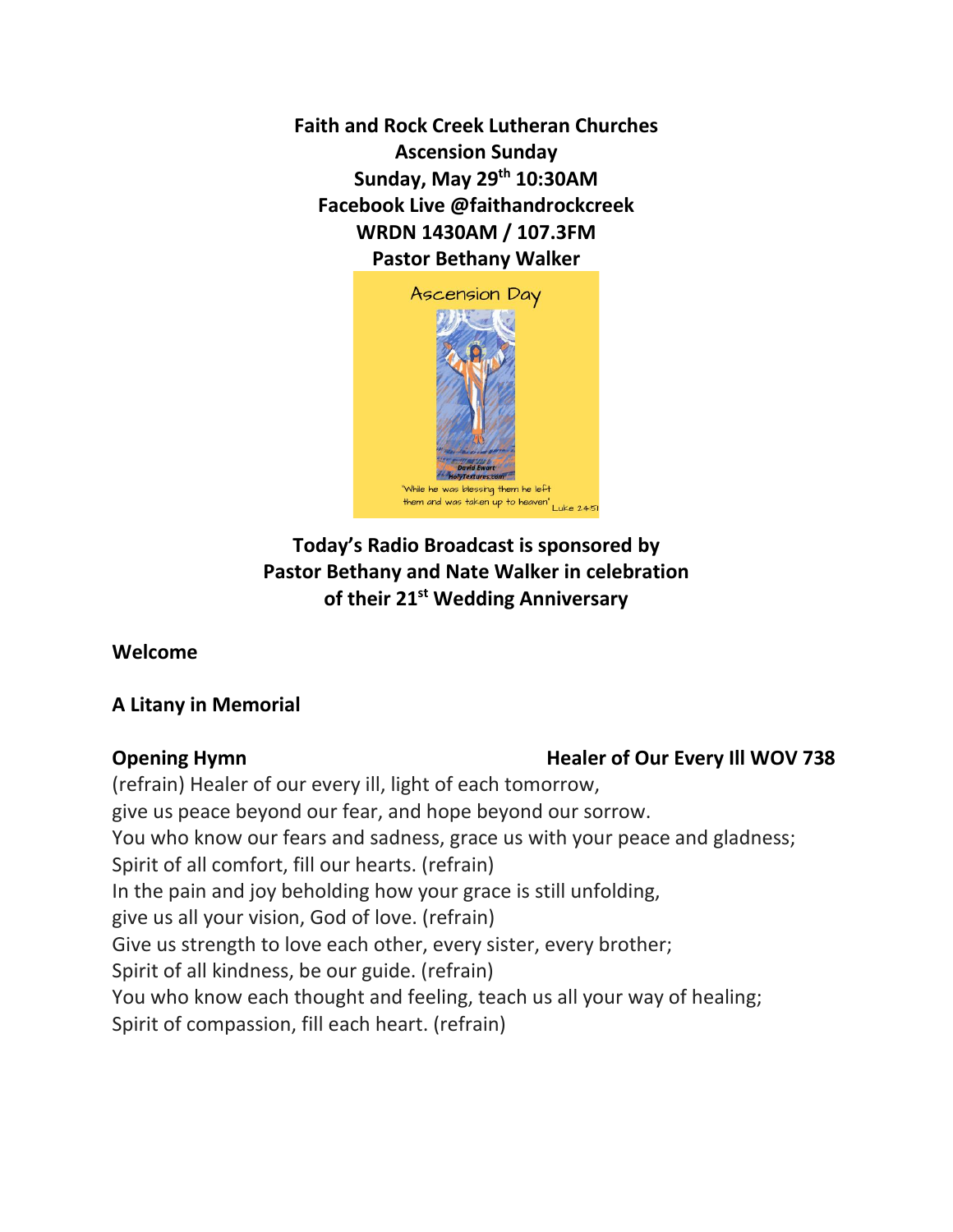**Faith and Rock Creek Lutheran Churches**
**Ascension Sunday**
**Sunday, May 29th 10:30AM**
**Facebook Live @faithandrockcreek**
**WRDN 1430AM / 107.3FM**
**Pastor Bethany Walker**

**Today's Radio Broadcast is sponsored by Pastor Bethany and Nate Walker in celebration of their 21st Wedding Anniversary**

**Welcome**

**A Litany in Memorial**

**Opening Hymn** **Healer of Our Every Ill WOV 738**

(refrain) Healer of our every ill, light of each tomorrow,
give us peace beyond our fear, and hope beyond our sorrow.
You who know our fears and sadness, grace us with your peace and gladness;
Spirit of all comfort, fill our hearts. (refrain)
In the pain and joy beholding how your grace is still unfolding,
give us all your vision, God of love. (refrain)
Give us strength to love each other, every sister, every brother;
Spirit of all kindness, be our guide. (refrain)
You who know each thought and feeling, teach us all your way of healing;
Spirit of compassion, fill each heart. (refrain)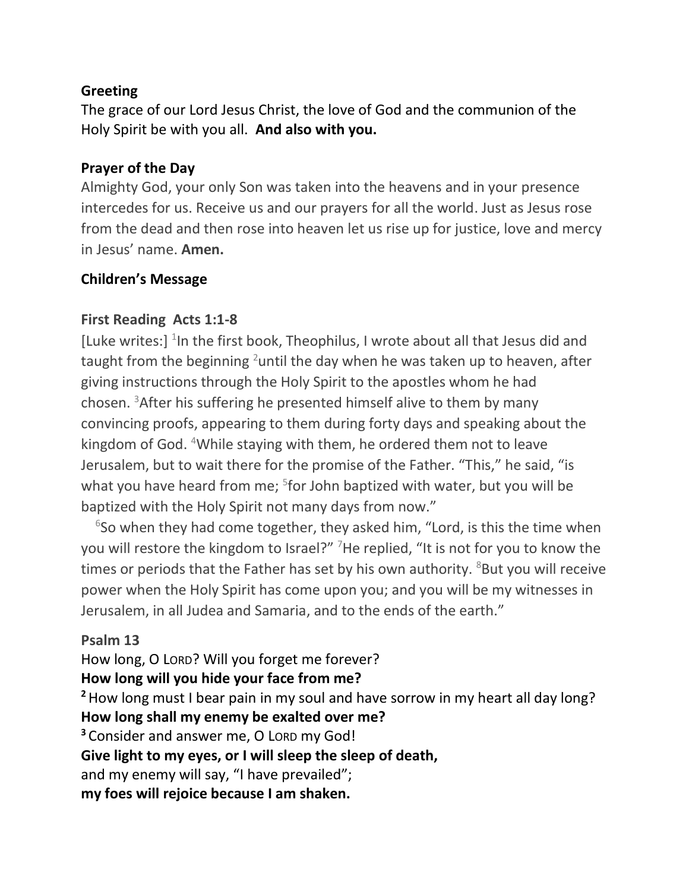**Greeting**

The grace of our Lord Jesus Christ, the love of God and the communion of the Holy Spirit be with you all. **And also with you.**

**Prayer of the Day**

Almighty God, your only Son was taken into the heavens and in your presence intercedes for us. Receive us and our prayers for all the world. Just as Jesus rose from the dead and then rose into heaven let us rise up for justice, love and mercy in Jesus' name. **Amen.**

**Children's Message**

**First Reading Acts 1:1-8**

[Luke writes:] [1]In the first book, Theophilus, I wrote about all that Jesus did and taught from the beginning [2]until the day when he was taken up to heaven, after giving instructions through the Holy Spirit to the apostles whom he had chosen. [3]After his suffering he presented himself alive to them by many convincing proofs, appearing to them during forty days and speaking about the kingdom of God. [4]While staying with them, he ordered them not to leave Jerusalem, but to wait there for the promise of the Father. "This," he said, "is what you have heard from me; [5]for John baptized with water, but you will be baptized with the Holy Spirit not many days from now."

[6]So when they had come together, they asked him, "Lord, is this the time when you will restore the kingdom to Israel?" [7]He replied, "It is not for you to know the times or periods that the Father has set by his own authority. [8]But you will receive power when the Holy Spirit has come upon you; and you will be my witnesses in Jerusalem, in all Judea and Samaria, and to the ends of the earth."

**Psalm 13**

How long, O LORD? Will you forget me forever?
**How long will you hide your face from me?**
**[2]** How long must I bear pain in my soul and have sorrow in my heart all day long?
**How long shall my enemy be exalted over me?**
**[3]** Consider and answer me, O LORD my God!
**Give light to my eyes, or I will sleep the sleep of death,**
and my enemy will say, "I have prevailed";
**my foes will rejoice because I am shaken.**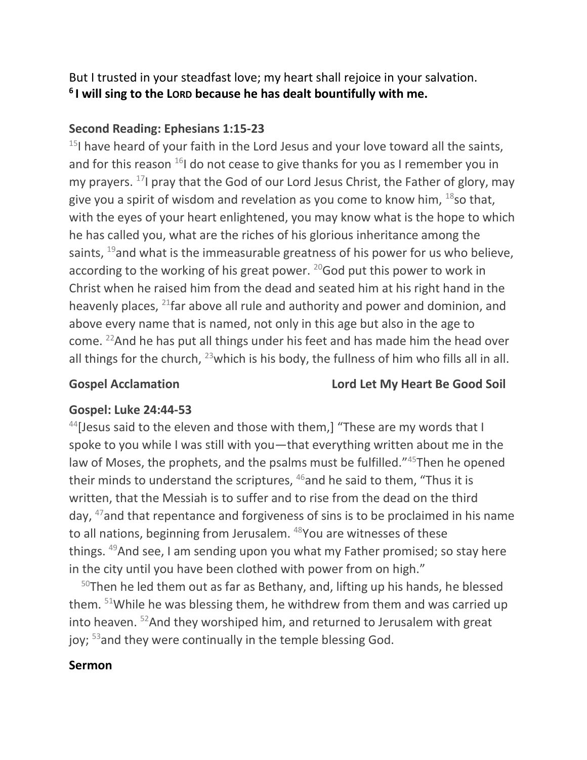But I trusted in your steadfast love; my heart shall rejoice in your salvation.
**[6] I will sing to the LORD because he has dealt bountifully with me.**

### Second Reading: Ephesians 1:15-23

[15]I have heard of your faith in the Lord Jesus and your love toward all the saints, and for this reason [16]I do not cease to give thanks for you as I remember you in my prayers. [17]I pray that the God of our Lord Jesus Christ, the Father of glory, may give you a spirit of wisdom and revelation as you come to know him, [18]so that, with the eyes of your heart enlightened, you may know what is the hope to which he has called you, what are the riches of his glorious inheritance among the saints, [19]and what is the immeasurable greatness of his power for us who believe, according to the working of his great power. [20]God put this power to work in Christ when he raised him from the dead and seated him at his right hand in the heavenly places, [21]far above all rule and authority and power and dominion, and above every name that is named, not only in this age but also in the age to come. [22]And he has put all things under his feet and has made him the head over all things for the church, [23]which is his body, the fullness of him who fills all in all.

**Gospel Acclamation** **Lord Let My Heart Be Good Soil**

### Gospel: Luke 24:44-53

[44][Jesus said to the eleven and those with them,] "These are my words that I spoke to you while I was still with you—that everything written about me in the law of Moses, the prophets, and the psalms must be fulfilled."[45]Then he opened their minds to understand the scriptures, [46]and he said to them, "Thus it is written, that the Messiah is to suffer and to rise from the dead on the third day, [47]and that repentance and forgiveness of sins is to be proclaimed in his name to all nations, beginning from Jerusalem. [48]You are witnesses of these things. [49]And see, I am sending upon you what my Father promised; so stay here in the city until you have been clothed with power from on high."

[50]Then he led them out as far as Bethany, and, lifting up his hands, he blessed them. [51]While he was blessing them, he withdrew from them and was carried up into heaven. [52]And they worshiped him, and returned to Jerusalem with great joy; [53]and they were continually in the temple blessing God.

### Sermon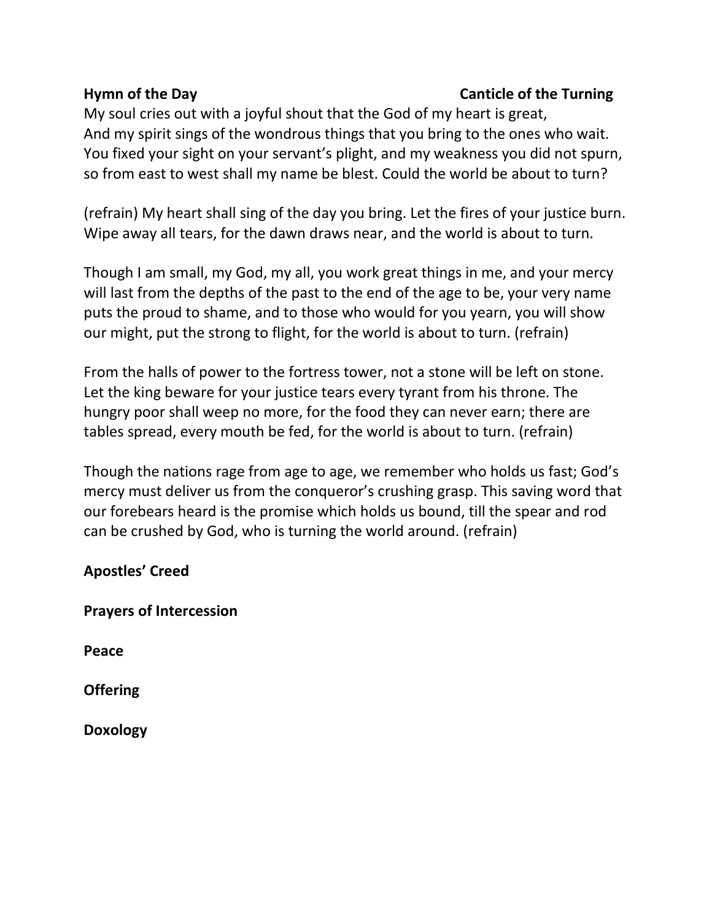**Hymn of the Day** **Canticle of the Turning**

My soul cries out with a joyful shout that the God of my heart is great,
And my spirit sings of the wondrous things that you bring to the ones who wait.
You fixed your sight on your servant's plight, and my weakness you did not spurn,
so from east to west shall my name be blest. Could the world be about to turn?

(refrain) My heart shall sing of the day you bring. Let the fires of your justice burn.
Wipe away all tears, for the dawn draws near, and the world is about to turn.

Though I am small, my God, my all, you work great things in me, and your mercy will last from the depths of the past to the end of the age to be, your very name puts the proud to shame, and to those who would for you yearn, you will show our might, put the strong to flight, for the world is about to turn. (refrain)

From the halls of power to the fortress tower, not a stone will be left on stone. Let the king beware for your justice tears every tyrant from his throne. The hungry poor shall weep no more, for the food they can never earn; there are tables spread, every mouth be fed, for the world is about to turn. (refrain)

Though the nations rage from age to age, we remember who holds us fast; God's mercy must deliver us from the conqueror's crushing grasp. This saving word that our forebears heard is the promise which holds us bound, till the spear and rod can be crushed by God, who is turning the world around. (refrain)

**Apostles' Creed**

**Prayers of Intercession**

**Peace**

**Offering**

**Doxology**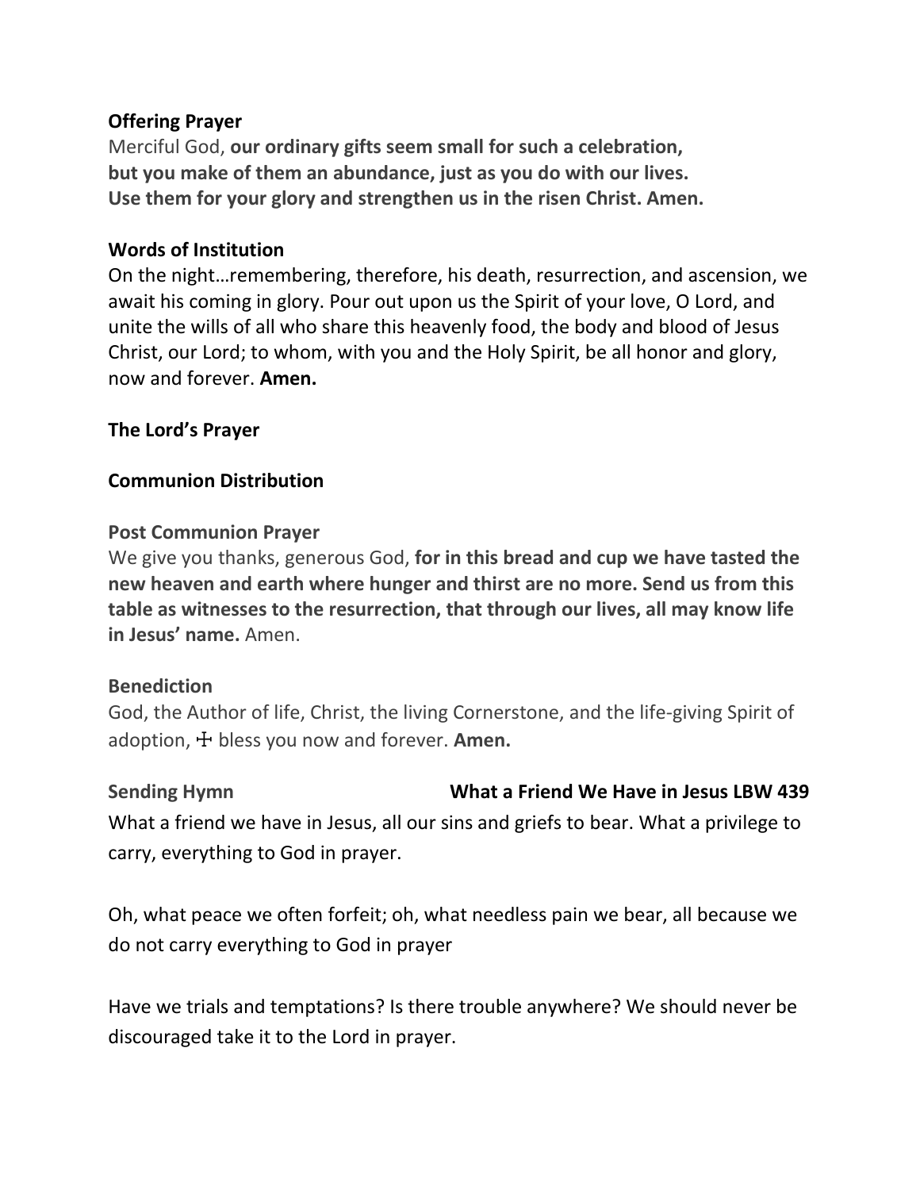**Offering Prayer**
Merciful God, **our ordinary gifts seem small for such a celebration, but you make of them an abundance, just as you do with our lives. Use them for your glory and strengthen us in the risen Christ. Amen.**

**Words of Institution**
On the night…remembering, therefore, his death, resurrection, and ascension, we await his coming in glory. Pour out upon us the Spirit of your love, O Lord, and unite the wills of all who share this heavenly food, the body and blood of Jesus Christ, our Lord; to whom, with you and the Holy Spirit, be all honor and glory, now and forever. **Amen.**

**The Lord's Prayer**

**Communion Distribution**

**Post Communion Prayer**
We give you thanks, generous God, **for in this bread and cup we have tasted the new heaven and earth where hunger and thirst are no more. Send us from this table as witnesses to the resurrection, that through our lives, all may know life in Jesus' name.** Amen.

**Benediction**
God, the Author of life, Christ, the living Cornerstone, and the life-giving Spirit of adoption, ☩ bless you now and forever. **Amen.**

**Sending Hymn** **What a Friend We Have in Jesus LBW 439**

What a friend we have in Jesus, all our sins and griefs to bear. What a privilege to carry, everything to God in prayer.

Oh, what peace we often forfeit; oh, what needless pain we bear, all because we do not carry everything to God in prayer

Have we trials and temptations? Is there trouble anywhere? We should never be discouraged take it to the Lord in prayer.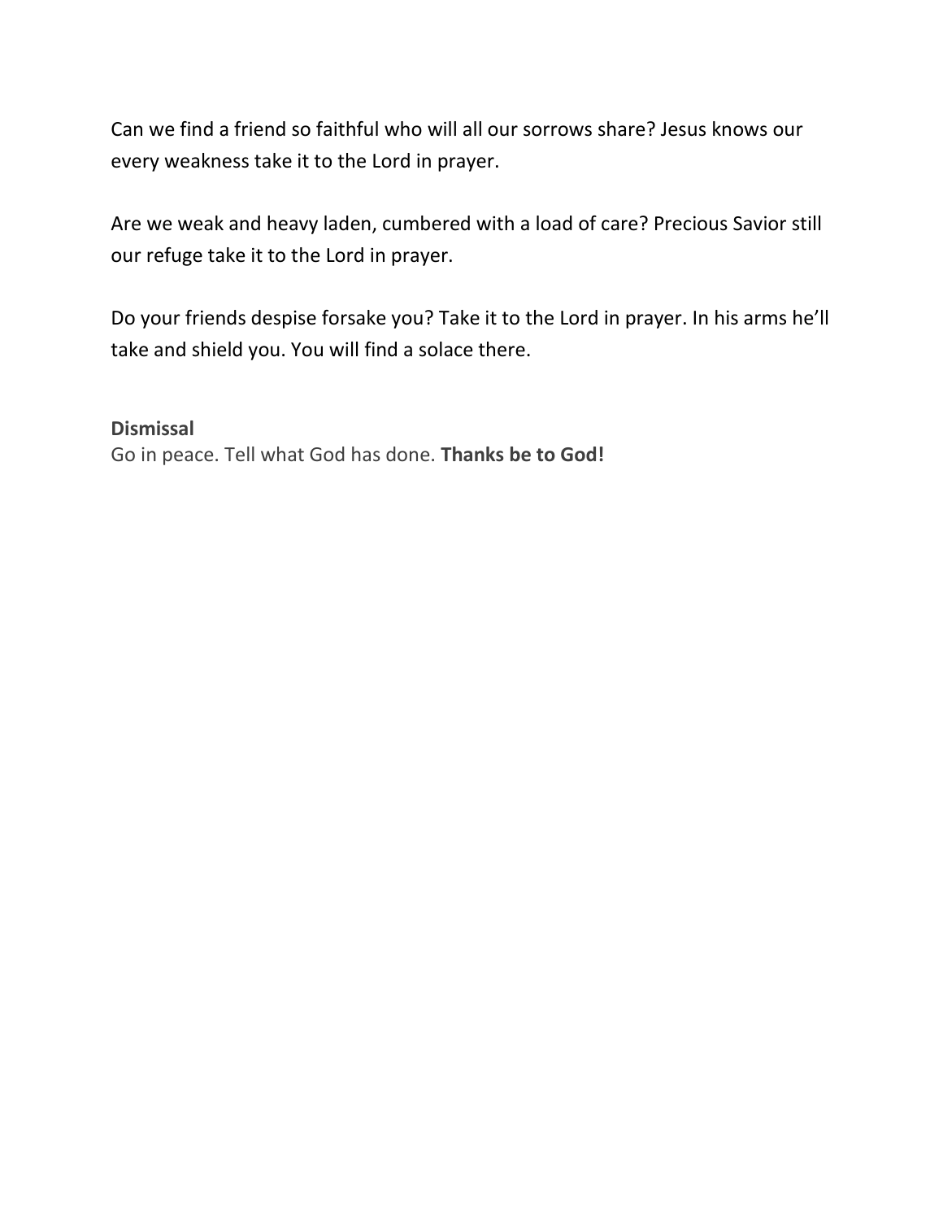Can we find a friend so faithful who will all our sorrows share? Jesus knows our every weakness take it to the Lord in prayer.

Are we weak and heavy laden, cumbered with a load of care? Precious Savior still our refuge take it to the Lord in prayer.

Do your friends despise forsake you? Take it to the Lord in prayer. In his arms he'll take and shield you. You will find a solace there.

**Dismissal**
Go in peace. Tell what God has done. **Thanks be to God!**